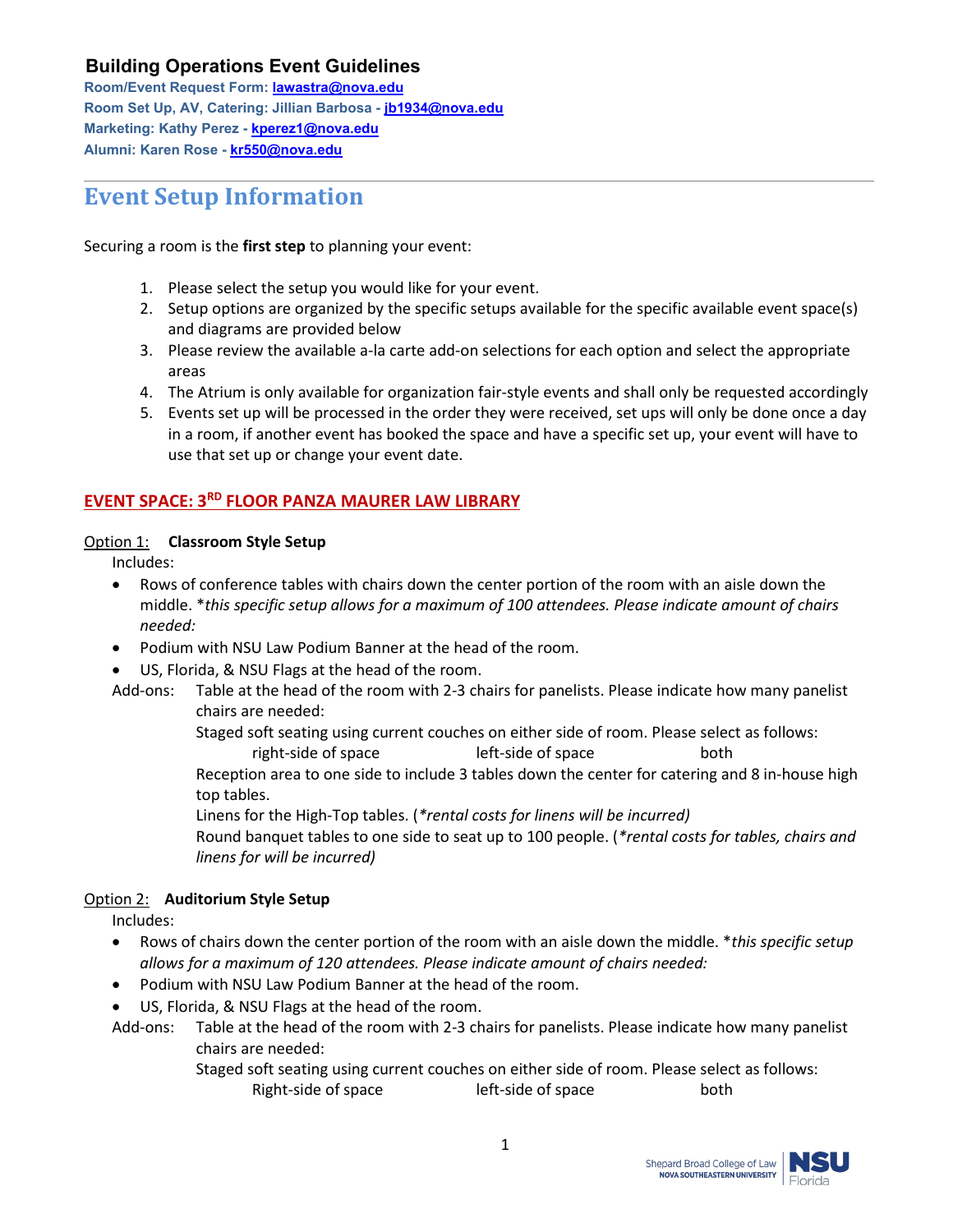## Building Operations Event Guidelines

**Room/Event Request Form: lawastra@nova.edu**
**Room Set Up, AV, Catering: Jillian Barbosa - jb1934@nova.edu**
**Marketing: Kathy Perez - kperez1@nova.edu**
**Alumni: Karen Rose - kr550@nova.edu**

---

# Event Setup Information

Securing a room is the **first step** to planning your event:

1. Please select the setup you would like for your event.
2. Setup options are organized by the specific setups available for the specific available event space(s) and diagrams are provided below
3. Please review the available a-la carte add-on selections for each option and select the appropriate areas
4. The Atrium is only available for organization fair-style events and shall only be requested accordingly
5. Events set up will be processed in the order they were received, set ups will only be done once a day in a room, if another event has booked the space and have a specific set up, your event will have to use that set up or change your event date.

## EVENT SPACE: 3RD FLOOR PANZA MAURER LAW LIBRARY

Option 1: **Classroom Style Setup**

Includes:

- Rows of conference tables with chairs down the center portion of the room with an aisle down the middle. **this specific setup allows for a maximum of 100 attendees. Please indicate amount of chairs needed:*
- Podium with NSU Law Podium Banner at the head of the room.
- US, Florida, & NSU Flags at the head of the room.

Add-ons: Table at the head of the room with 2-3 chairs for panelists. Please indicate how many panelist chairs are needed:

Staged soft seating using current couches on either side of room. Please select as follows:

right-side of space    left-side of space    both

Reception area to one side to include 3 tables down the center for catering and 8 in-house high top tables.

Linens for the High-Top tables. (*\*rental costs for linens will be incurred)*

Round banquet tables to one side to seat up to 100 people. (*\*rental costs for tables, chairs and linens for will be incurred)*

Option 2: **Auditorium Style Setup**

Includes:

- Rows of chairs down the center portion of the room with an aisle down the middle. **this specific setup allows for a maximum of 120 attendees. Please indicate amount of chairs needed:*
- Podium with NSU Law Podium Banner at the head of the room.
- US, Florida, & NSU Flags at the head of the room.

Add-ons: Table at the head of the room with 2-3 chairs for panelists. Please indicate how many panelist chairs are needed:

Staged soft seating using current couches on either side of room. Please select as follows:

Right-side of space    left-side of space    both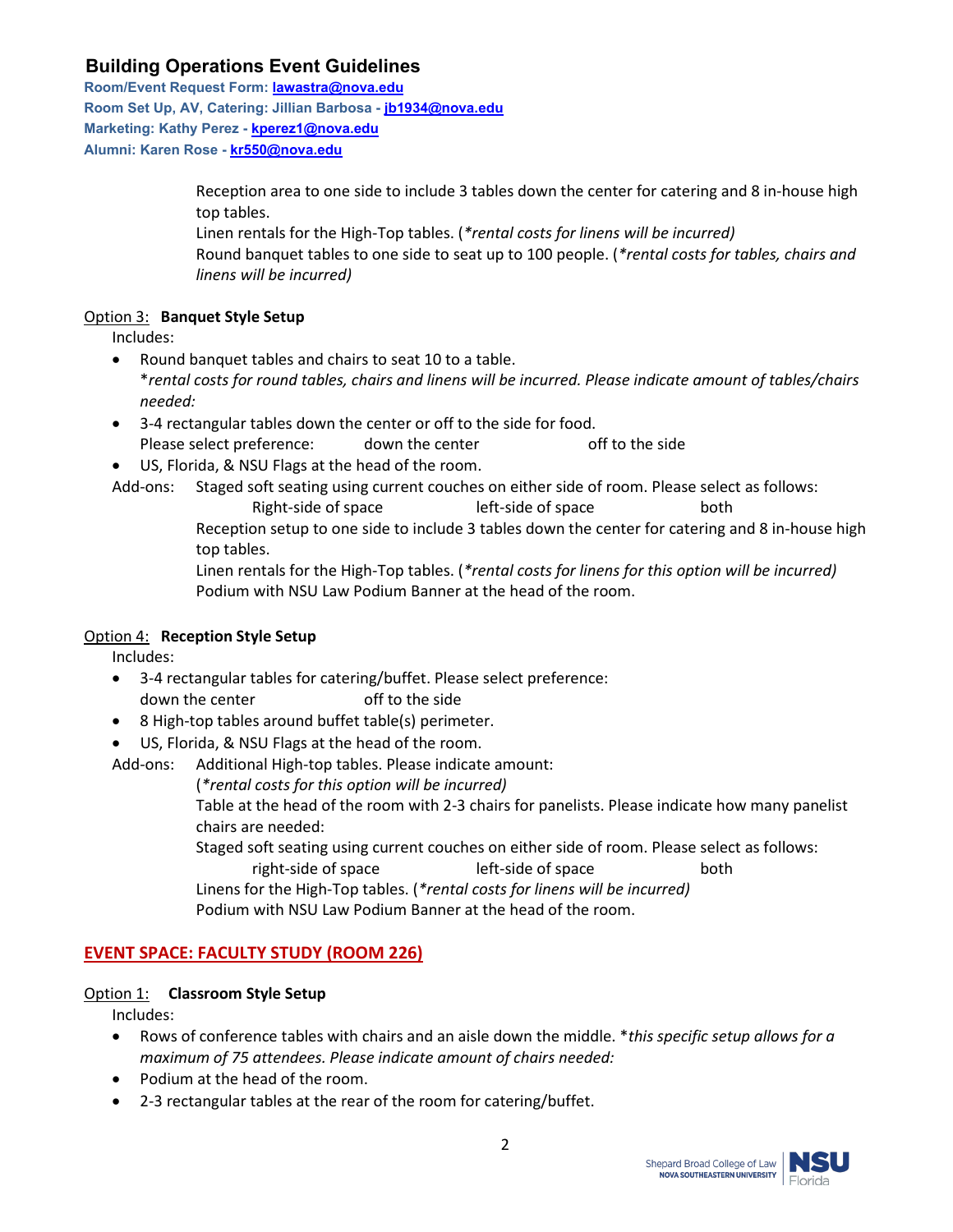## Building Operations Event Guidelines

**Room/Event Request Form: [lawastra@nova.edu](mailto:lawastra@nova.edu)**
**Room Set Up, AV, Catering: Jillian Barbosa - [jb1934@nova.edu](mailto:jb1934@nova.edu)**
**Marketing: Kathy Perez - [kperez1@nova.edu](mailto:kperez1@nova.edu)**
**Alumni: Karen Rose - [kr550@nova.edu](mailto:kr550@nova.edu)**

Reception area to one side to include 3 tables down the center for catering and 8 in-house high top tables.
Linen rentals for the High-Top tables. (*\*rental costs for linens will be incurred)*
Round banquet tables to one side to seat up to 100 people. (*\*rental costs for tables, chairs and linens will be incurred)*

Option 3: **Banquet Style Setup**

Includes:

- Round banquet tables and chairs to seat 10 to a table.
  \**rental costs for round tables, chairs and linens will be incurred. Please indicate amount of tables/chairs needed:*
- 3-4 rectangular tables down the center or off to the side for food.
  Please select preference: down the center off to the side
- US, Florida, & NSU Flags at the head of the room.

Add-ons: Staged soft seating using current couches on either side of room. Please select as follows:
Right-side of space left-side of space both
Reception setup to one side to include 3 tables down the center for catering and 8 in-house high top tables.
Linen rentals for the High-Top tables. (*\*rental costs for linens for this option will be incurred)*
Podium with NSU Law Podium Banner at the head of the room.

Option 4: **Reception Style Setup**

Includes:

- 3-4 rectangular tables for catering/buffet. Please select preference:
  down the center off to the side
- 8 High-top tables around buffet table(s) perimeter.
- US, Florida, & NSU Flags at the head of the room.

Add-ons: Additional High-top tables. Please indicate amount:
(*\*rental costs for this option will be incurred)*
Table at the head of the room with 2-3 chairs for panelists. Please indicate how many panelist chairs are needed:
Staged soft seating using current couches on either side of room. Please select as follows:
right-side of space left-side of space both
Linens for the High-Top tables. (*\*rental costs for linens will be incurred)*
Podium with NSU Law Podium Banner at the head of the room.

## EVENT SPACE: FACULTY STUDY (ROOM 226)

Option 1: **Classroom Style Setup**

Includes:

- Rows of conference tables with chairs and an aisle down the middle. \**this specific setup allows for a maximum of 75 attendees. Please indicate amount of chairs needed:*
- Podium at the head of the room.
- 2-3 rectangular tables at the rear of the room for catering/buffet.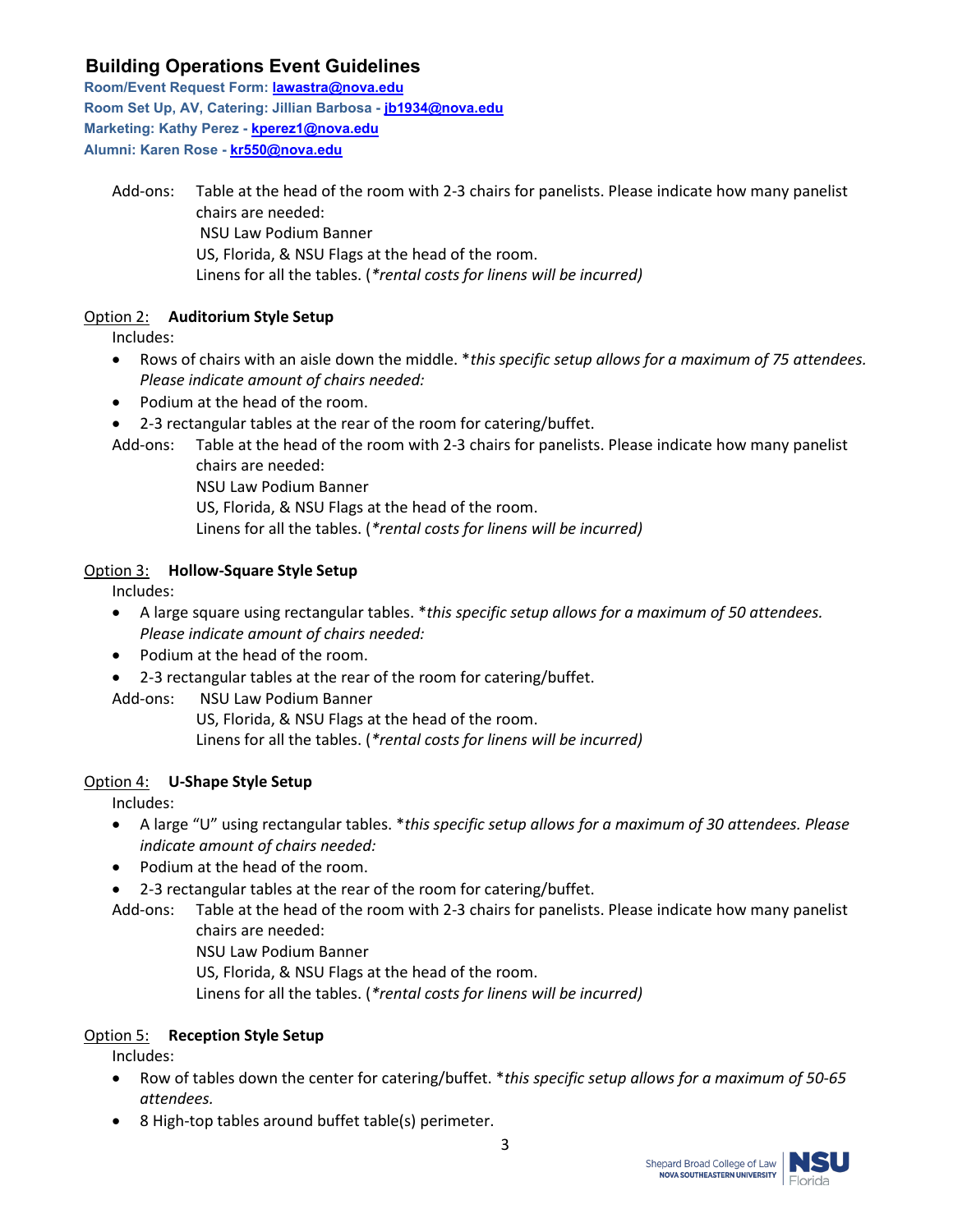## Building Operations Event Guidelines

**Room/Event Request Form: [lawastra@nova.edu](mailto:lawastra@nova.edu)**
**Room Set Up, AV, Catering: Jillian Barbosa - [jb1934@nova.edu](mailto:jb1934@nova.edu)**
**Marketing: Kathy Perez - [kperez1@nova.edu](mailto:kperez1@nova.edu)**
**Alumni: Karen Rose - [kr550@nova.edu](mailto:kr550@nova.edu)**

Add-ons: Table at the head of the room with 2-3 chairs for panelists. Please indicate how many panelist chairs are needed:
NSU Law Podium Banner
US, Florida, & NSU Flags at the head of the room.
Linens for all the tables. (*\*rental costs for linens will be incurred)*

Option 2: **Auditorium Style Setup**

Includes:

- Rows of chairs with an aisle down the middle. *\*this specific setup allows for a maximum of 75 attendees. Please indicate amount of chairs needed:*
- Podium at the head of the room.
- 2-3 rectangular tables at the rear of the room for catering/buffet.

Add-ons: Table at the head of the room with 2-3 chairs for panelists. Please indicate how many panelist chairs are needed:
NSU Law Podium Banner
US, Florida, & NSU Flags at the head of the room.
Linens for all the tables. (*\*rental costs for linens will be incurred)*

Option 3: **Hollow-Square Style Setup**

Includes:

- A large square using rectangular tables. *\*this specific setup allows for a maximum of 50 attendees. Please indicate amount of chairs needed:*
- Podium at the head of the room.
- 2-3 rectangular tables at the rear of the room for catering/buffet.

Add-ons: NSU Law Podium Banner
US, Florida, & NSU Flags at the head of the room.
Linens for all the tables. (*\*rental costs for linens will be incurred)*

Option 4: **U-Shape Style Setup**

Includes:

- A large "U" using rectangular tables. *\*this specific setup allows for a maximum of 30 attendees. Please indicate amount of chairs needed:*
- Podium at the head of the room.
- 2-3 rectangular tables at the rear of the room for catering/buffet.

Add-ons: Table at the head of the room with 2-3 chairs for panelists. Please indicate how many panelist chairs are needed:
NSU Law Podium Banner
US, Florida, & NSU Flags at the head of the room.
Linens for all the tables. (*\*rental costs for linens will be incurred)*

Option 5: **Reception Style Setup**

Includes:

- Row of tables down the center for catering/buffet. *\*this specific setup allows for a maximum of 50-65 attendees.*
- 8 High-top tables around buffet table(s) perimeter.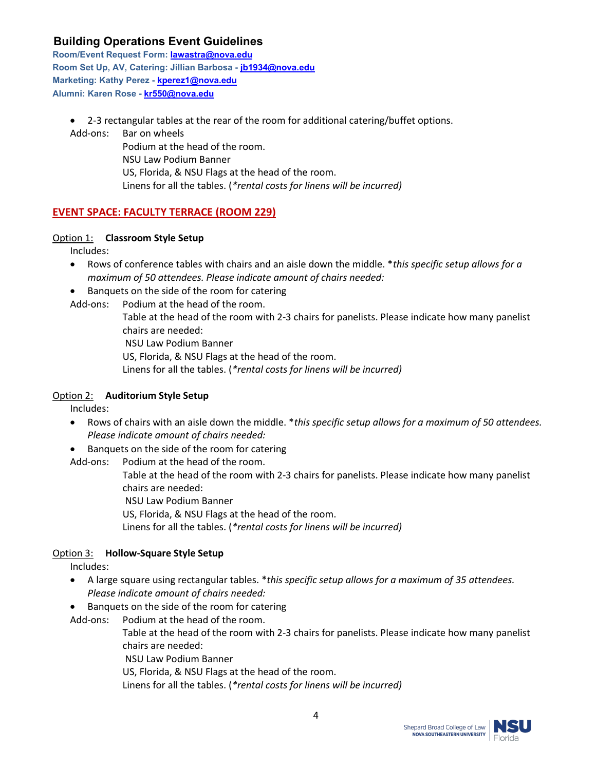## Building Operations Event Guidelines

**Room/Event Request Form: lawastra@nova.edu**
**Room Set Up, AV, Catering: Jillian Barbosa - jb1934@nova.edu**
**Marketing: Kathy Perez - kperez1@nova.edu**
**Alumni: Karen Rose - kr550@nova.edu**

- 2-3 rectangular tables at the rear of the room for additional catering/buffet options.

Add-ons: Bar on wheels
Podium at the head of the room.
NSU Law Podium Banner
US, Florida, & NSU Flags at the head of the room.
Linens for all the tables. (*\*rental costs for linens will be incurred)*

### EVENT SPACE: FACULTY TERRACE (ROOM 229)

Option 1: **Classroom Style Setup**

Includes:

- Rows of conference tables with chairs and an aisle down the middle. \**this specific setup allows for a maximum of 50 attendees. Please indicate amount of chairs needed:*
- Banquets on the side of the room for catering

Add-ons: Podium at the head of the room.
Table at the head of the room with 2-3 chairs for panelists. Please indicate how many panelist chairs are needed:
NSU Law Podium Banner
US, Florida, & NSU Flags at the head of the room.
Linens for all the tables. (*\*rental costs for linens will be incurred)*

Option 2: **Auditorium Style Setup**

Includes:

- Rows of chairs with an aisle down the middle. \**this specific setup allows for a maximum of 50 attendees. Please indicate amount of chairs needed:*
- Banquets on the side of the room for catering

Add-ons: Podium at the head of the room.
Table at the head of the room with 2-3 chairs for panelists. Please indicate how many panelist chairs are needed:
NSU Law Podium Banner
US, Florida, & NSU Flags at the head of the room.
Linens for all the tables. (*\*rental costs for linens will be incurred)*

Option 3: **Hollow-Square Style Setup**

Includes:

- A large square using rectangular tables. \**this specific setup allows for a maximum of 35 attendees. Please indicate amount of chairs needed:*
- Banquets on the side of the room for catering

Add-ons: Podium at the head of the room.
Table at the head of the room with 2-3 chairs for panelists. Please indicate how many panelist chairs are needed:
NSU Law Podium Banner
US, Florida, & NSU Flags at the head of the room.
Linens for all the tables. (*\*rental costs for linens will be incurred)*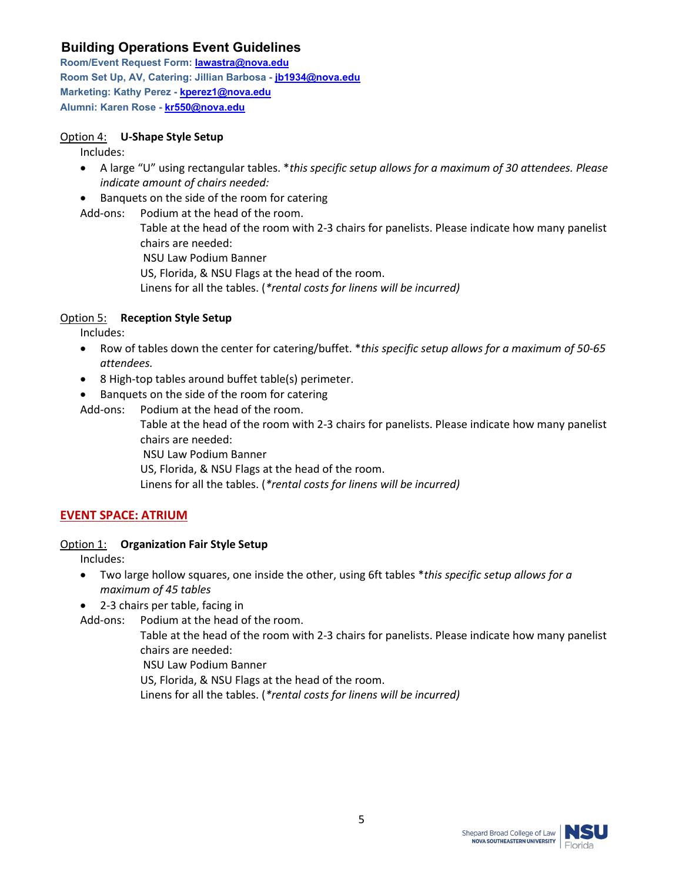## Building Operations Event Guidelines

**Room/Event Request Form: lawastra@nova.edu**
**Room Set Up, AV, Catering: Jillian Barbosa - jb1934@nova.edu**
**Marketing: Kathy Perez - kperez1@nova.edu**
**Alumni: Karen Rose - kr550@nova.edu**

Option 4: **U-Shape Style Setup**

Includes:

- A large "U" using rectangular tables. **this specific setup allows for a maximum of 30 attendees. Please indicate amount of chairs needed:*
- Banquets on the side of the room for catering

Add-ons: Podium at the head of the room.
Table at the head of the room with 2-3 chairs for panelists. Please indicate how many panelist chairs are needed:
NSU Law Podium Banner
US, Florida, & NSU Flags at the head of the room.
Linens for all the tables. (**rental costs for linens will be incurred)*

Option 5: **Reception Style Setup**

Includes:

- Row of tables down the center for catering/buffet. **this specific setup allows for a maximum of 50-65 attendees.*
- 8 High-top tables around buffet table(s) perimeter.
- Banquets on the side of the room for catering

Add-ons: Podium at the head of the room.
Table at the head of the room with 2-3 chairs for panelists. Please indicate how many panelist chairs are needed:
NSU Law Podium Banner
US, Florida, & NSU Flags at the head of the room.
Linens for all the tables. (**rental costs for linens will be incurred)*

## EVENT SPACE: ATRIUM

Option 1: **Organization Fair Style Setup**

Includes:

- Two large hollow squares, one inside the other, using 6ft tables **this specific setup allows for a maximum of 45 tables*
- 2-3 chairs per table, facing in

Add-ons: Podium at the head of the room.
Table at the head of the room with 2-3 chairs for panelists. Please indicate how many panelist chairs are needed:
NSU Law Podium Banner
US, Florida, & NSU Flags at the head of the room.
Linens for all the tables. (**rental costs for linens will be incurred)*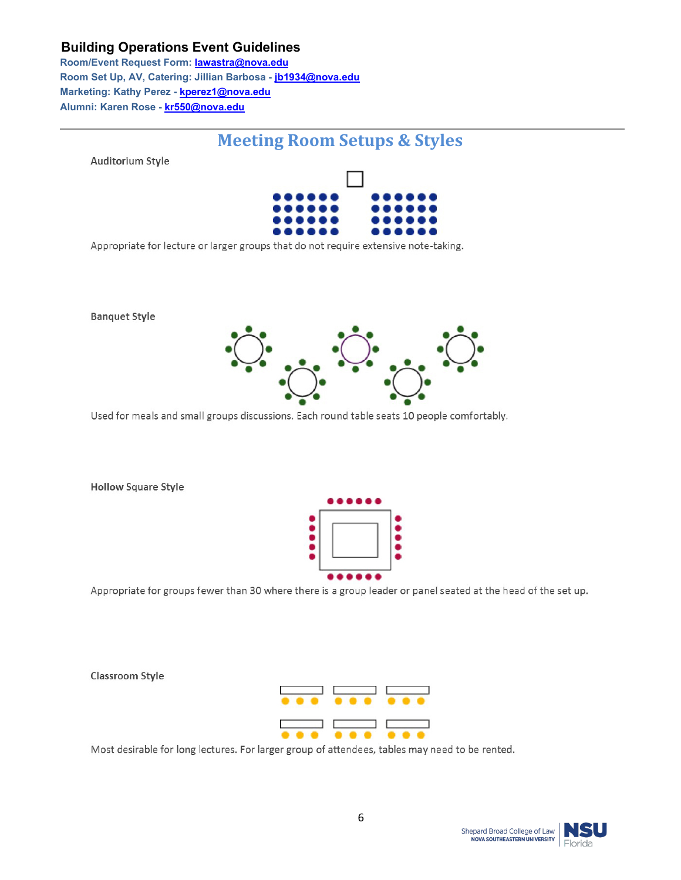**Building Operations Event Guidelines**

**Room/Event Request Form: lawastra@nova.edu**
**Room Set Up, AV, Catering: Jillian Barbosa - jb1934@nova.edu**
**Marketing: Kathy Perez - kperez1@nova.edu**
**Alumni: Karen Rose - kr550@nova.edu**

---

# Meeting Room Setups & Styles

### Auditorium Style

Appropriate for lecture or larger groups that do not require extensive note-taking.

### Banquet Style

Used for meals and small groups discussions. Each round table seats 10 people comfortably.

### Hollow Square Style

Appropriate for groups fewer than 30 where there is a group leader or panel seated at the head of the set up.

### Classroom Style

Most desirable for long lectures. For larger group of attendees, tables may need to be rented.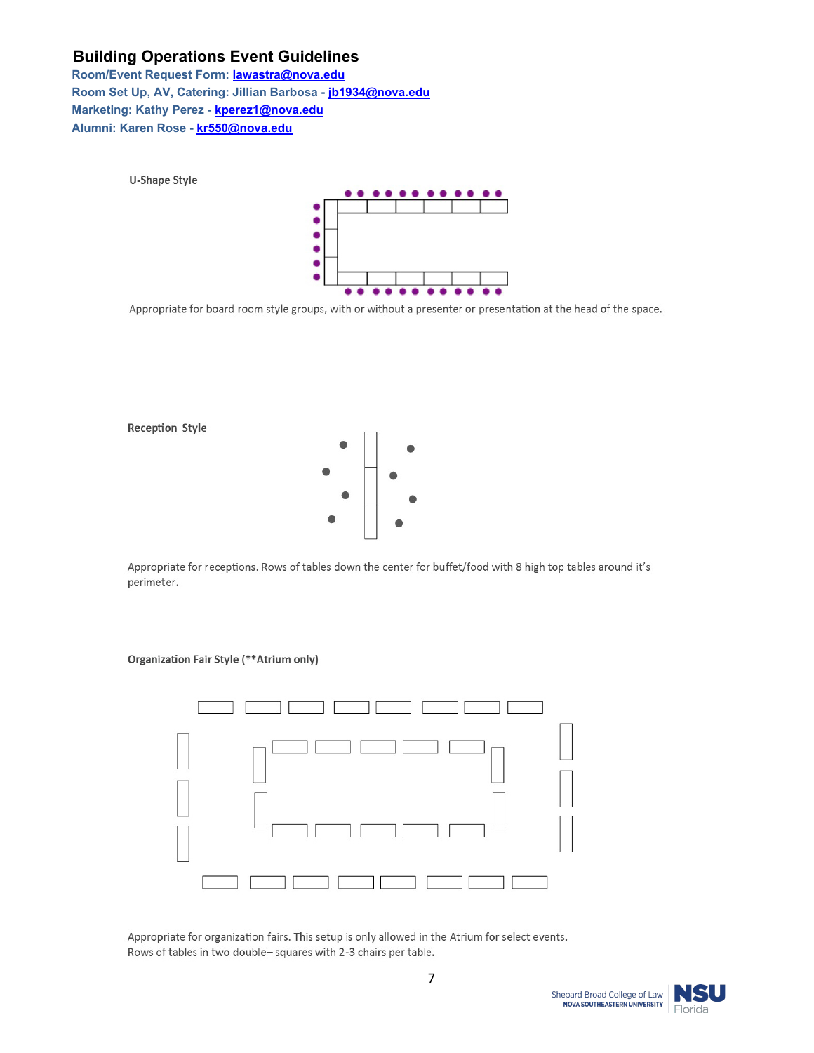## Building Operations Event Guidelines

**Room/Event Request Form: lawastra@nova.edu**
**Room Set Up, AV, Catering: Jillian Barbosa - jb1934@nova.edu**
**Marketing: Kathy Perez - kperez1@nova.edu**
**Alumni: Karen Rose - kr550@nova.edu**

### U-Shape Style

Appropriate for board room style groups, with or without a presenter or presentation at the head of the space.

### Reception Style

Appropriate for receptions. Rows of tables down the center for buffet/food with 8 high top tables around it's perimeter.

### Organization Fair Style (**Atrium only)

Appropriate for organization fairs. This setup is only allowed in the Atrium for select events.
Rows of tables in two double– squares with 2-3 chairs per table.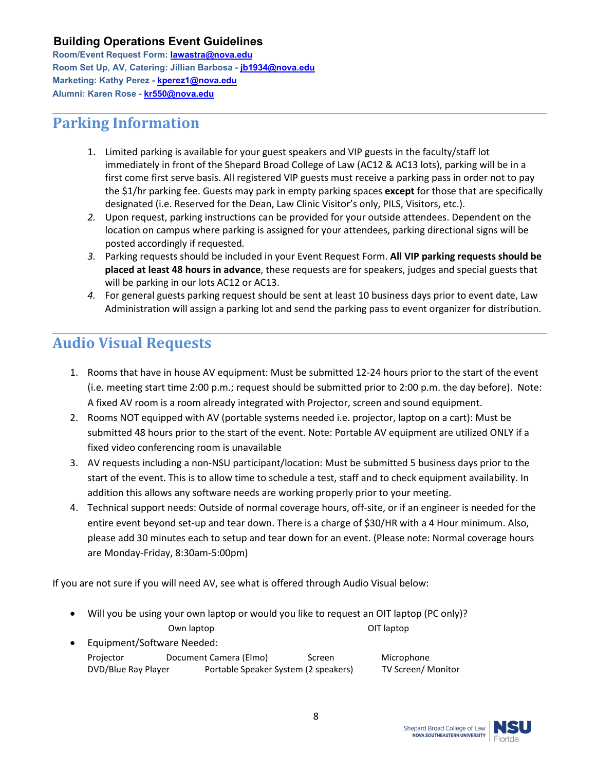**Building Operations Event Guidelines**

**Room/Event Request Form: lawastra@nova.edu**
**Room Set Up, AV, Catering: Jillian Barbosa - jb1934@nova.edu**
**Marketing: Kathy Perez - kperez1@nova.edu**
**Alumni: Karen Rose - kr550@nova.edu**

## Parking Information

1. Limited parking is available for your guest speakers and VIP guests in the faculty/staff lot immediately in front of the Shepard Broad College of Law (AC12 & AC13 lots), parking will be in a first come first serve basis. All registered VIP guests must receive a parking pass in order not to pay the $1/hr parking fee. Guests may park in empty parking spaces **except** for those that are specifically designated (i.e. Reserved for the Dean, Law Clinic Visitor's only, PILS, Visitors, etc.).
2. Upon request, parking instructions can be provided for your outside attendees. Dependent on the location on campus where parking is assigned for your attendees, parking directional signs will be posted accordingly if requested.
3. Parking requests should be included in your Event Request Form. **All VIP parking requests should be placed at least 48 hours in advance**, these requests are for speakers, judges and special guests that will be parking in our lots AC12 or AC13.
4. For general guests parking request should be sent at least 10 business days prior to event date, Law Administration will assign a parking lot and send the parking pass to event organizer for distribution.

## Audio Visual Requests

1. Rooms that have in house AV equipment: Must be submitted 12-24 hours prior to the start of the event (i.e. meeting start time 2:00 p.m.; request should be submitted prior to 2:00 p.m. the day before). Note: A fixed AV room is a room already integrated with Projector, screen and sound equipment.
2. Rooms NOT equipped with AV (portable systems needed i.e. projector, laptop on a cart): Must be submitted 48 hours prior to the start of the event. Note: Portable AV equipment are utilized ONLY if a fixed video conferencing room is unavailable
3. AV requests including a non-NSU participant/location: Must be submitted 5 business days prior to the start of the event. This is to allow time to schedule a test, staff and to check equipment availability. In addition this allows any software needs are working properly prior to your meeting.
4. Technical support needs: Outside of normal coverage hours, off-site, or if an engineer is needed for the entire event beyond set-up and tear down. There is a charge of $30/HR with a 4 Hour minimum. Also, please add 30 minutes each to setup and tear down for an event. (Please note: Normal coverage hours are Monday-Friday, 8:30am-5:00pm)

If you are not sure if you will need AV, see what is offered through Audio Visual below:

- Will you be using your own laptop or would you like to request an OIT laptop (PC only)?

  Own laptop    OIT laptop

- Equipment/Software Needed:

  Projector    Document Camera (Elmo)    Screen    Microphone
  DVD/Blue Ray Player    Portable Speaker System (2 speakers)    TV Screen/ Monitor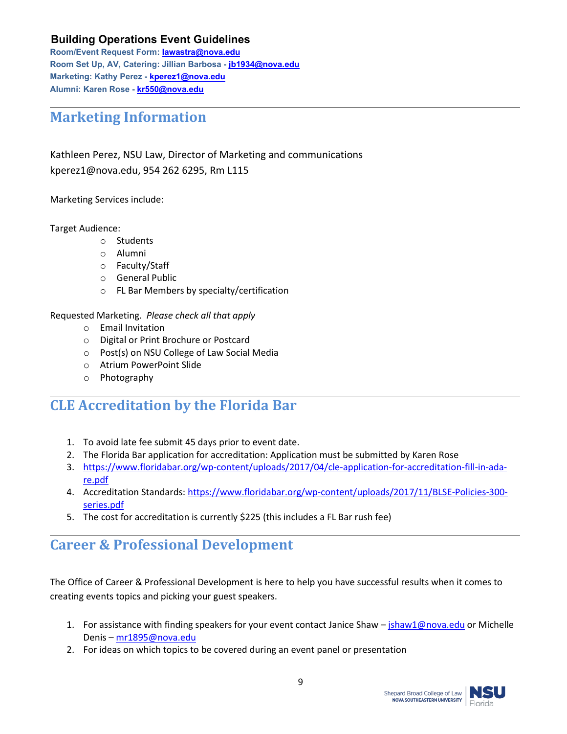**Building Operations Event Guidelines**

**Room/Event Request Form: lawastra@nova.edu**
**Room Set Up, AV, Catering: Jillian Barbosa - jb1934@nova.edu**
**Marketing: Kathy Perez - kperez1@nova.edu**
**Alumni: Karen Rose - kr550@nova.edu**

---

## Marketing Information

Kathleen Perez, NSU Law, Director of Marketing and communications
kperez1@nova.edu, 954 262 6295, Rm L115

Marketing Services include:

Target Audience:

- Students
- Alumni
- Faculty/Staff
- General Public
- FL Bar Members by specialty/certification

Requested Marketing. *Please check all that apply*

- Email Invitation
- Digital or Print Brochure or Postcard
- Post(s) on NSU College of Law Social Media
- Atrium PowerPoint Slide
- Photography

---

## CLE Accreditation by the Florida Bar

1. To avoid late fee submit 45 days prior to event date.
2. The Florida Bar application for accreditation: Application must be submitted by Karen Rose
3. https://www.floridabar.org/wp-content/uploads/2017/04/cle-application-for-accreditation-fill-in-ada-re.pdf
4. Accreditation Standards: https://www.floridabar.org/wp-content/uploads/2017/11/BLSE-Policies-300-series.pdf
5. The cost for accreditation is currently $225 (this includes a FL Bar rush fee)

---

## Career & Professional Development

The Office of Career & Professional Development is here to help you have successful results when it comes to creating events topics and picking your guest speakers.

1. For assistance with finding speakers for your event contact Janice Shaw – jshaw1@nova.edu or Michelle Denis – mr1895@nova.edu
2. For ideas on which topics to be covered during an event panel or presentation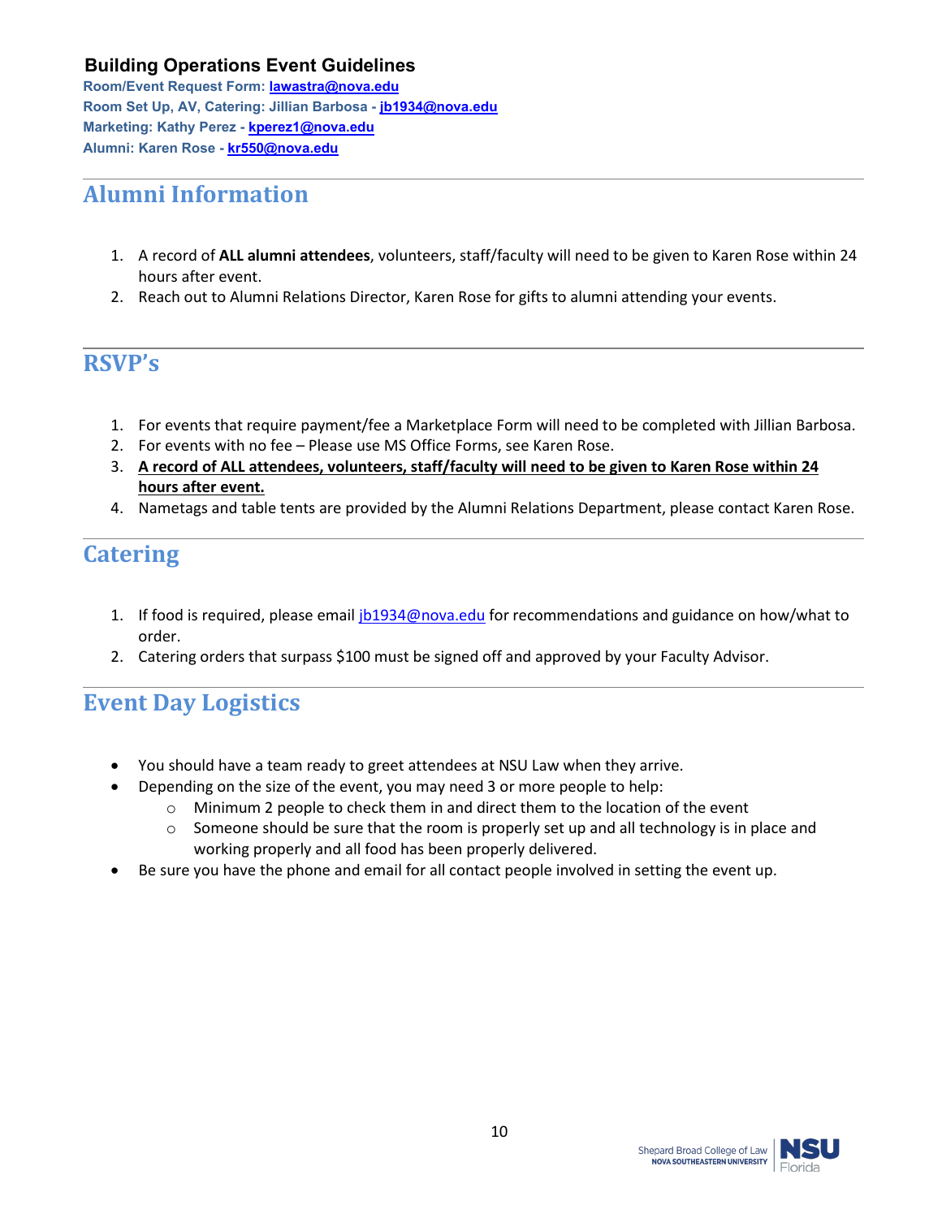**Building Operations Event Guidelines**

**Room/Event Request Form: lawastra@nova.edu**
**Room Set Up, AV, Catering: Jillian Barbosa - jb1934@nova.edu**
**Marketing: Kathy Perez - kperez1@nova.edu**
**Alumni: Karen Rose - kr550@nova.edu**

## Alumni Information

1. A record of **ALL alumni attendees**, volunteers, staff/faculty will need to be given to Karen Rose within 24 hours after event.
2. Reach out to Alumni Relations Director, Karen Rose for gifts to alumni attending your events.

## RSVP's

1. For events that require payment/fee a Marketplace Form will need to be completed with Jillian Barbosa.
2. For events with no fee – Please use MS Office Forms, see Karen Rose.
3. **A record of ALL attendees, volunteers, staff/faculty will need to be given to Karen Rose within 24 hours after event.**
4. Nametags and table tents are provided by the Alumni Relations Department, please contact Karen Rose.

## Catering

1. If food is required, please email jb1934@nova.edu for recommendations and guidance on how/what to order.
2. Catering orders that surpass $100 must be signed off and approved by your Faculty Advisor.

## Event Day Logistics

- You should have a team ready to greet attendees at NSU Law when they arrive.
- Depending on the size of the event, you may need 3 or more people to help:
  - Minimum 2 people to check them in and direct them to the location of the event
  - Someone should be sure that the room is properly set up and all technology is in place and working properly and all food has been properly delivered.
- Be sure you have the phone and email for all contact people involved in setting the event up.